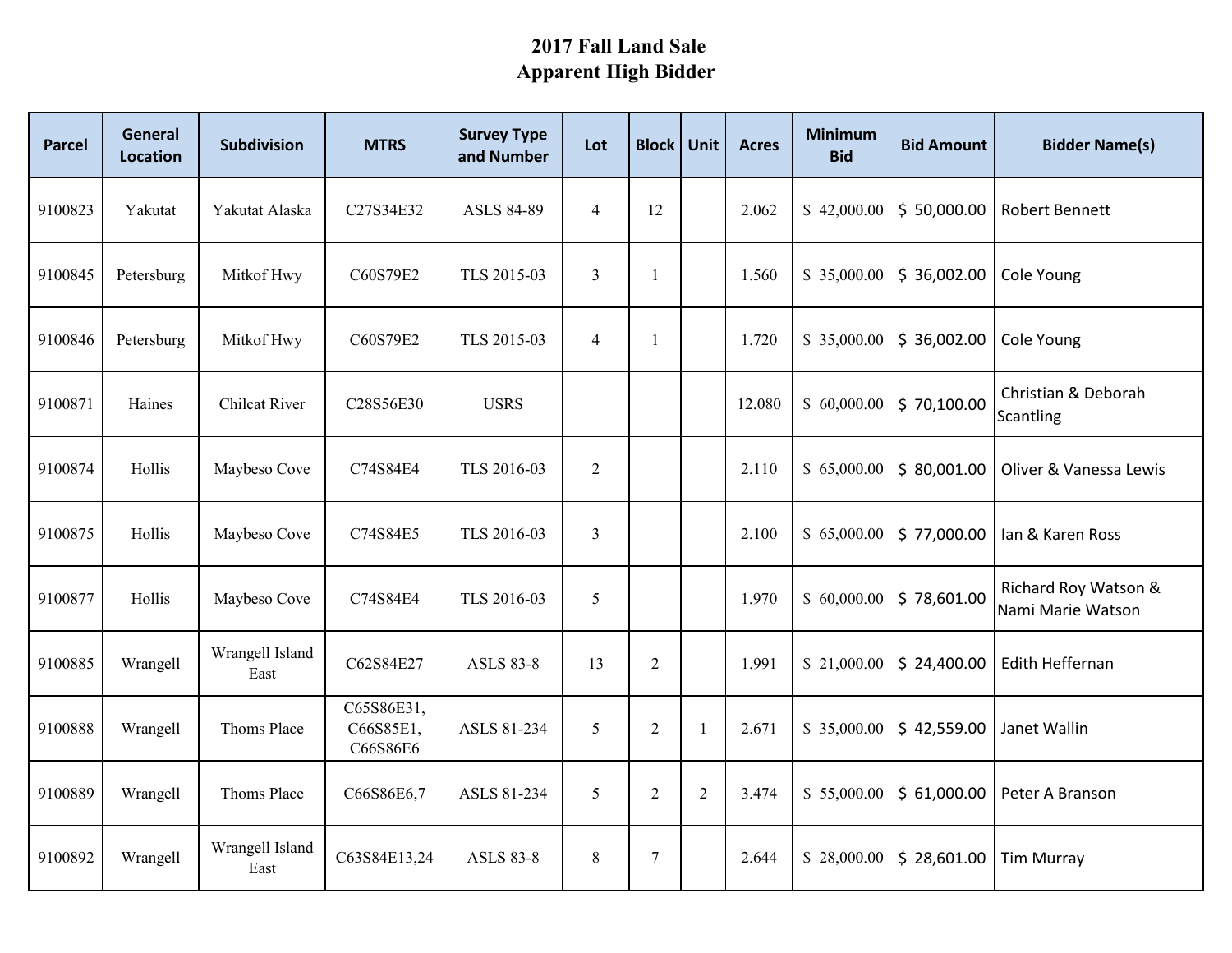# 2017 Fall Land Sale
## Apparent High Bidder

| Parcel | General Location | Subdivision | MTRS | Survey Type and Number | Lot | Block | Unit | Acres | Minimum Bid | Bid Amount | Bidder Name(s) |
|---|---|---|---|---|---|---|---|---|---|---|---|
| 9100823 | Yakutat | Yakutat Alaska | C27S34E32 | ASLS 84-89 | 4 | 12 | | 2.062 | $ 42,000.00 | $ 50,000.00 | Robert Bennett |
| 9100845 | Petersburg | Mitkof Hwy | C60S79E2 | TLS 2015-03 | 3 | 1 | | 1.560 | $ 35,000.00 | $ 36,002.00 | Cole Young |
| 9100846 | Petersburg | Mitkof Hwy | C60S79E2 | TLS 2015-03 | 4 | 1 | | 1.720 | $ 35,000.00 | $ 36,002.00 | Cole Young |
| 9100871 | Haines | Chilcat River | C28S56E30 | USRS | | | | 12.080 | $ 60,000.00 | $ 70,100.00 | Christian & Deborah Scantling |
| 9100874 | Hollis | Maybeso Cove | C74S84E4 | TLS 2016-03 | 2 | | | 2.110 | $ 65,000.00 | $ 80,001.00 | Oliver & Vanessa Lewis |
| 9100875 | Hollis | Maybeso Cove | C74S84E5 | TLS 2016-03 | 3 | | | 2.100 | $ 65,000.00 | $ 77,000.00 | Ian & Karen Ross |
| 9100877 | Hollis | Maybeso Cove | C74S84E4 | TLS 2016-03 | 5 | | | 1.970 | $ 60,000.00 | $ 78,601.00 | Richard Roy Watson & Nami Marie Watson |
| 9100885 | Wrangell | Wrangell Island East | C62S84E27 | ASLS 83-8 | 13 | 2 | | 1.991 | $ 21,000.00 | $ 24,400.00 | Edith Heffernan |
| 9100888 | Wrangell | Thoms Place | C65S86E31, C66S85E1, C66S86E6 | ASLS 81-234 | 5 | 2 | 1 | 2.671 | $ 35,000.00 | $ 42,559.00 | Janet Wallin |
| 9100889 | Wrangell | Thoms Place | C66S86E6,7 | ASLS 81-234 | 5 | 2 | 2 | 3.474 | $ 55,000.00 | $ 61,000.00 | Peter A Branson |
| 9100892 | Wrangell | Wrangell Island East | C63S84E13,24 | ASLS 83-8 | 8 | 7 | | 2.644 | $ 28,000.00 | $ 28,601.00 | Tim Murray |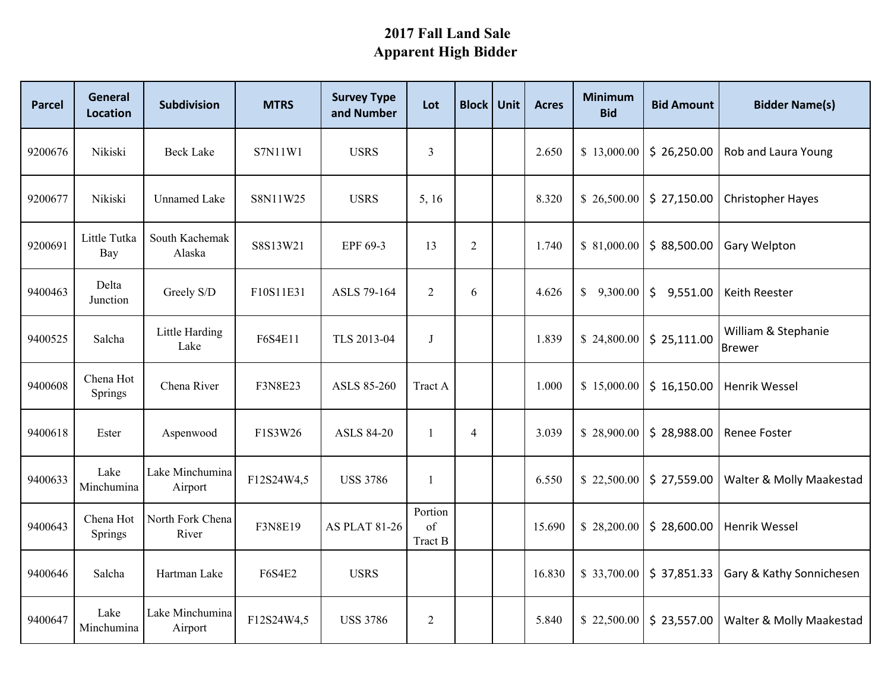# 2017 Fall Land Sale
## Apparent High Bidder

| Parcel | General Location | Subdivision | MTRS | Survey Type and Number | Lot | Block | Unit | Acres | Minimum Bid | Bid Amount | Bidder Name(s) |
|---|---|---|---|---|---|---|---|---|---|---|---|
| 9200676 | Nikiski | Beck Lake | S7N11W1 | USRS | 3 | | | 2.650 | $ 13,000.00 | $ 26,250.00 | Rob and Laura Young |
| 9200677 | Nikiski | Unnamed Lake | S8N11W25 | USRS | 5, 16 | | | 8.320 | $ 26,500.00 | $ 27,150.00 | Christopher Hayes |
| 9200691 | Little Tutka Bay | South Kachemak Alaska | S8S13W21 | EPF 69-3 | 13 | 2 | | 1.740 | $ 81,000.00 | $ 88,500.00 | Gary Welpton |
| 9400463 | Delta Junction | Greely S/D | F10S11E31 | ASLS 79-164 | 2 | 6 | | 4.626 | $ 9,300.00 | $ 9,551.00 | Keith Reester |
| 9400525 | Salcha | Little Harding Lake | F6S4E11 | TLS 2013-04 | J | | | 1.839 | $ 24,800.00 | $ 25,111.00 | William & Stephanie Brewer |
| 9400608 | Chena Hot Springs | Chena River | F3N8E23 | ASLS 85-260 | Tract A | | | 1.000 | $ 15,000.00 | $ 16,150.00 | Henrik Wessel |
| 9400618 | Ester | Aspenwood | F1S3W26 | ASLS 84-20 | 1 | 4 | | 3.039 | $ 28,900.00 | $ 28,988.00 | Renee Foster |
| 9400633 | Lake Minchumina | Lake Minchumina Airport | F12S24W4,5 | USS 3786 | 1 | | | 6.550 | $ 22,500.00 | $ 27,559.00 | Walter & Molly Maakestad |
| 9400643 | Chena Hot Springs | North Fork Chena River | F3N8E19 | AS PLAT 81-26 | Portion of Tract B | | | 15.690 | $ 28,200.00 | $ 28,600.00 | Henrik Wessel |
| 9400646 | Salcha | Hartman Lake | F6S4E2 | USRS | | | | 16.830 | $ 33,700.00 | $ 37,851.33 | Gary & Kathy Sonnichesen |
| 9400647 | Lake Minchumina | Lake Minchumina Airport | F12S24W4,5 | USS 3786 | 2 | | | 5.840 | $ 22,500.00 | $ 23,557.00 | Walter & Molly Maakestad |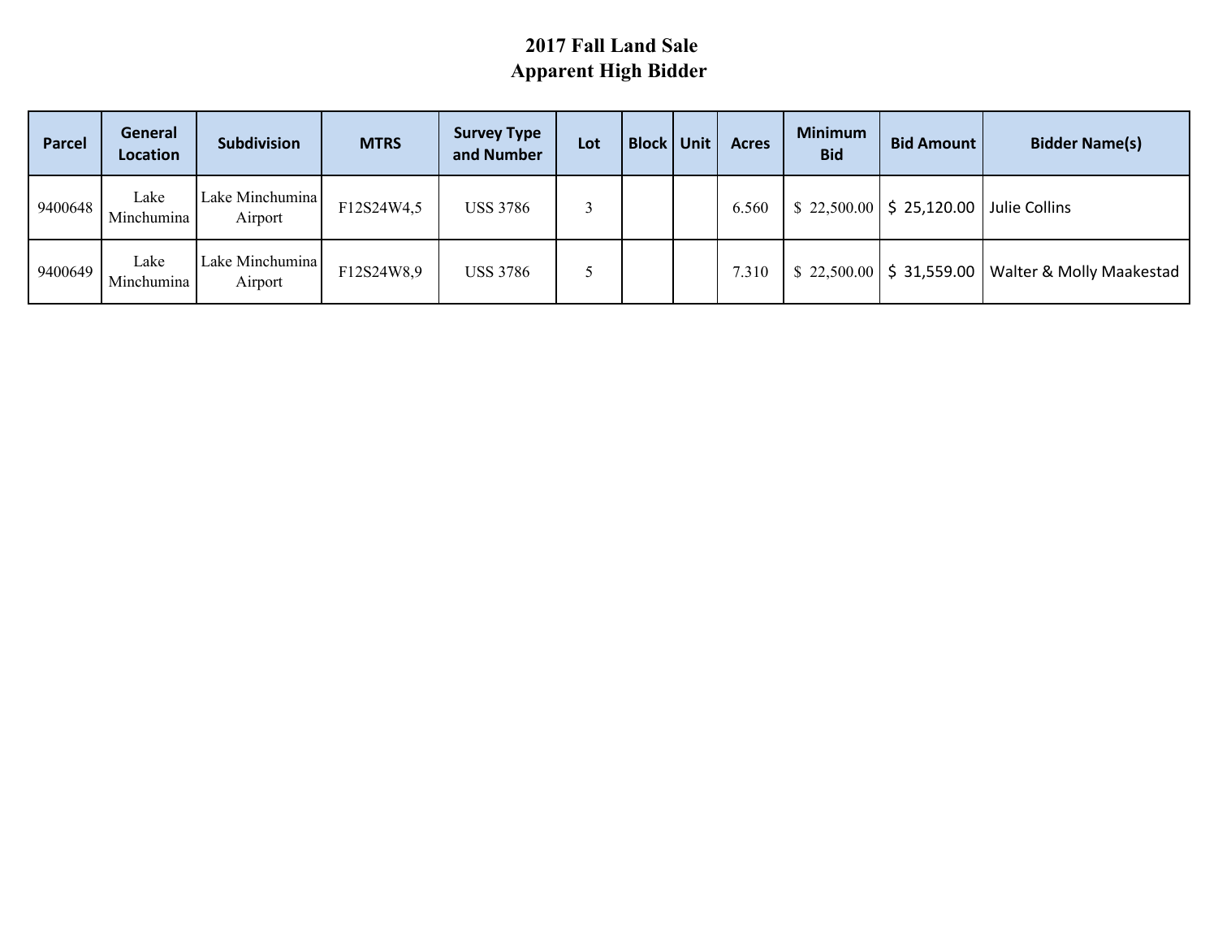# 2017 Fall Land Sale
## Apparent High Bidder

| Parcel | General Location | Subdivision | MTRS | Survey Type and Number | Lot | Block | Unit | Acres | Minimum Bid | Bid Amount | Bidder Name(s) |
|---|---|---|---|---|---|---|---|---|---|---|---|
| 9400648 | Lake Minchumina | Lake Minchumina Airport | F12S24W4,5 | USS 3786 | 3 | | | 6.560 | $ 22,500.00 | $ 25,120.00 | Julie Collins |
| 9400649 | Lake Minchumina | Lake Minchumina Airport | F12S24W8,9 | USS 3786 | 5 | | | 7.310 | $ 22,500.00 | $ 31,559.00 | Walter & Molly Maakestad |